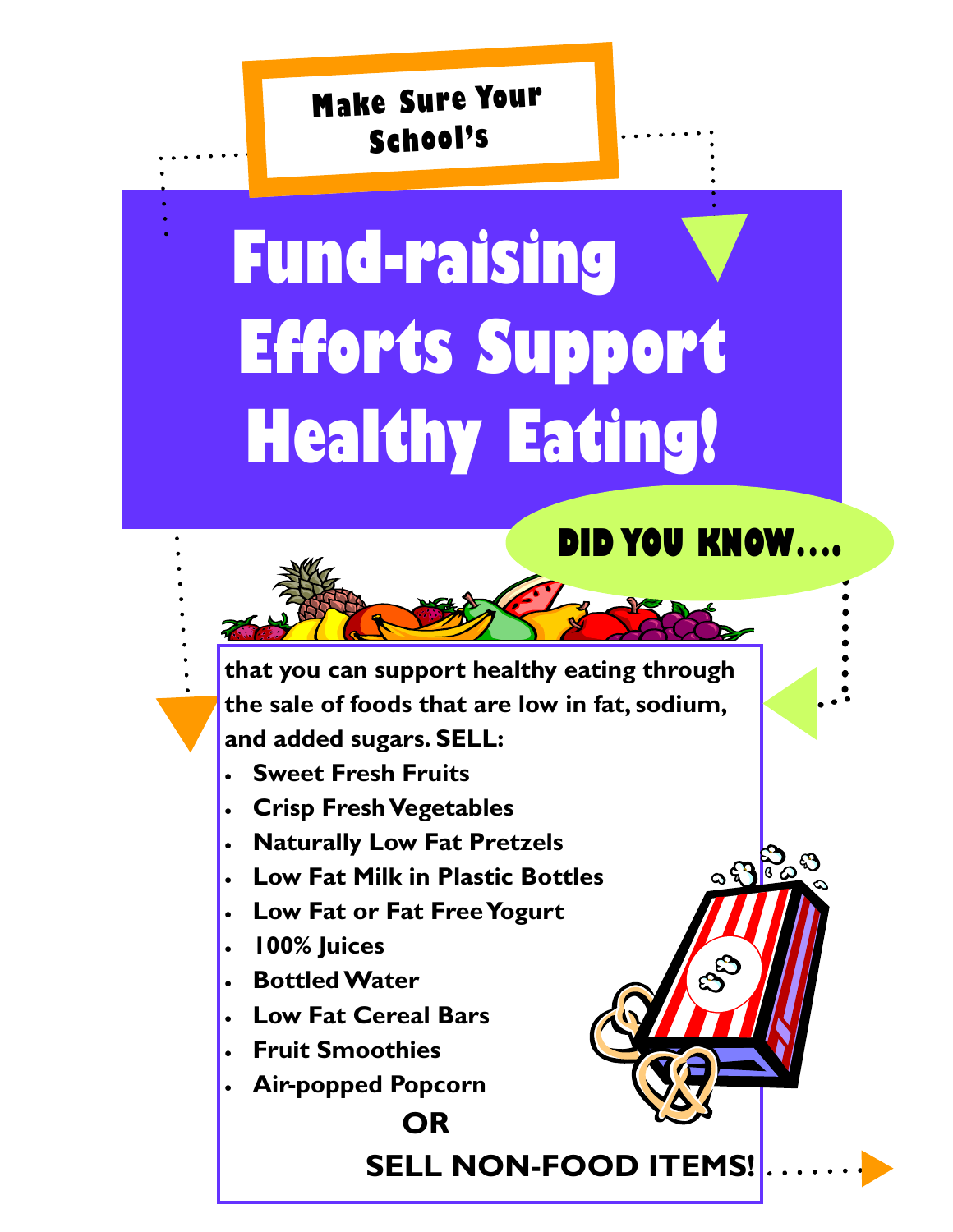Make Sure Your School's

# Fund-raising Efforts Support Healthy Eating!

**DID YOU KNOW....**

**that you can support healthy eating through the sale of foods that are low in fat, sodium, and added sugars. SELL:**

- **Sweet Fresh Fruits**
- **Crisp Fresh Vegetables**
- **Naturally Low Fat Pretzels**
- **Low Fat Milk in Plastic Bottles**
- **Low Fat or Fat Free Yogurt**
- **100% Juices**
- **Bottled Water**
- **Low Fat Cereal Bars**
- **Fruit Smoothies**
- **Air-popped Popcorn**

**OR**

**SELL NON-FOOD ITEMS!**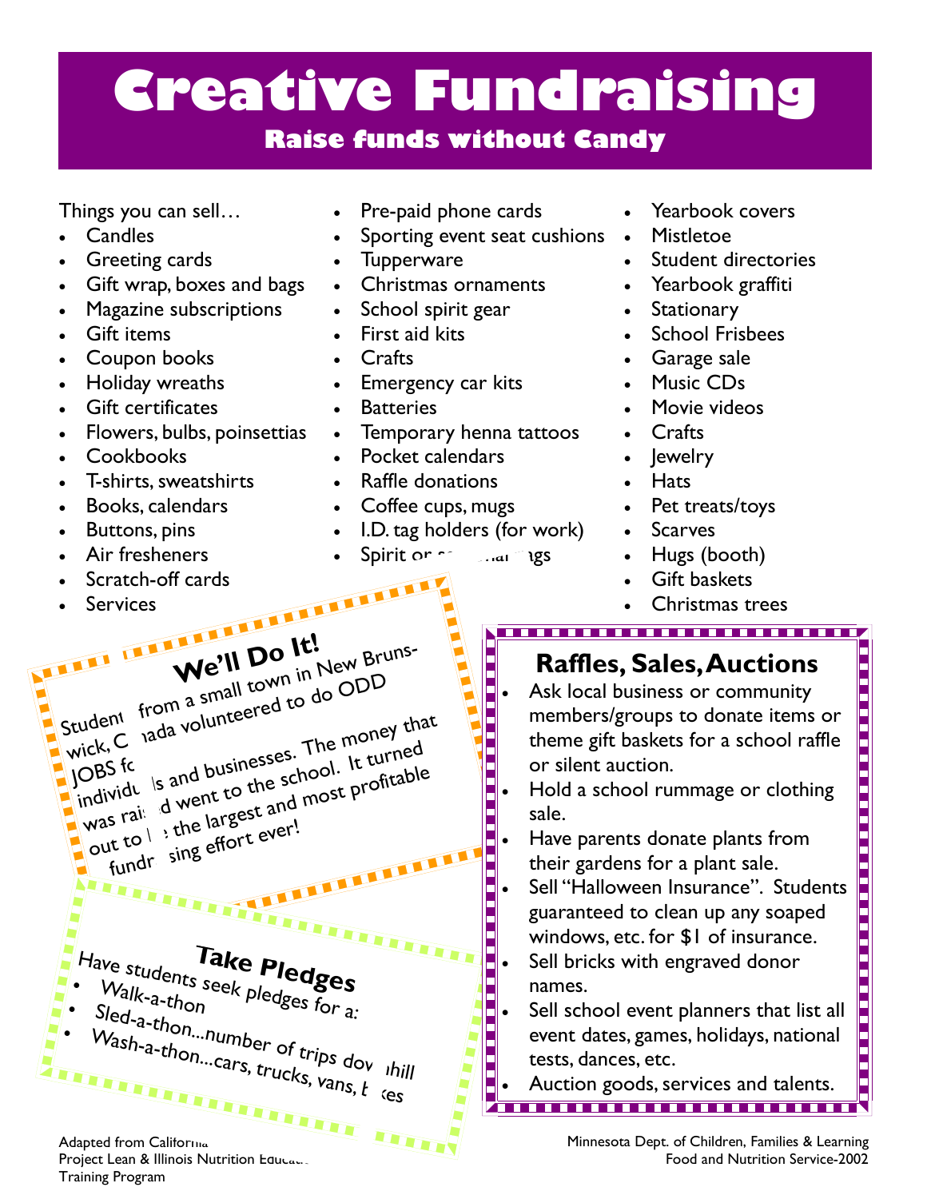# Creative Fundraising

## Raise funds without Candy

Things you can sell…

- Candles
- Greeting cards
- Gift wrap, boxes and bags
- Magazine subscriptions
- Gift items
- Coupon books
- Holiday wreaths
- Gift certificates
- Flowers, bulbs, poinsettias
- Cookbooks
- T-shirts, sweatshirts
- Books, calendars
- Buttons, pins
- Air fresheners
- Scratch-off cards
- Services
- Pre-paid phone cards
- Sporting event seat cushions
- Tupperware
- Christmas ornaments
- School spirit gear
- First aid kits
- Crafts
- Emergency car kits
- Batteries
- Temporary henna tattoos
- Pocket calendars
- Raffle donations
- Coffee cups, mugs
- I.D. tag holders (for work)
- Spirit or seasonal flags
- Yearbook covers
- Mistletoe
- Student directories
- Yearbook graffiti
- Stationary
- School Frisbees
- Garage sale
- Music CDs
- Movie videos
- Crafts
- Jewelry
- Hats
- Pet treats/toys
- Scarves
- Hugs (booth)
- Gift baskets
- Christmas trees

### We'll Do It!

Students from a small town in New Brunswick, Canada volunteered to do ODD JOBS for individuals and businesses. The money that was raised went to the school. It turned out to be the largest and most profitable fundraising effort ever!

### Take Pledges

Have students seek pledges for a:

- Walk-a-thon
- Sled-a-thon...number of trips down hill
- Wash-a-thon...cars, trucks, vans, bikes

### Raffles, Sales, Auctions

- Ask local business or community members/groups to donate items or theme gift baskets for a school raffle or silent auction.
- Hold a school rummage or clothing sale.
- Have parents donate plants from their gardens for a plant sale.
- Sell "Halloween Insurance". Students guaranteed to clean up any soaped windows, etc. for $1 of insurance.
- Sell bricks with engraved donor names.
- Sell school event planners that list all event dates, games, holidays, national tests, dances, etc.
- Auction goods, services and talents.

Adapted from California Project Lean & Illinois Nutrition Education Training Program

Minnesota Dept. of Children, Families & Learning
Food and Nutrition Service-2002